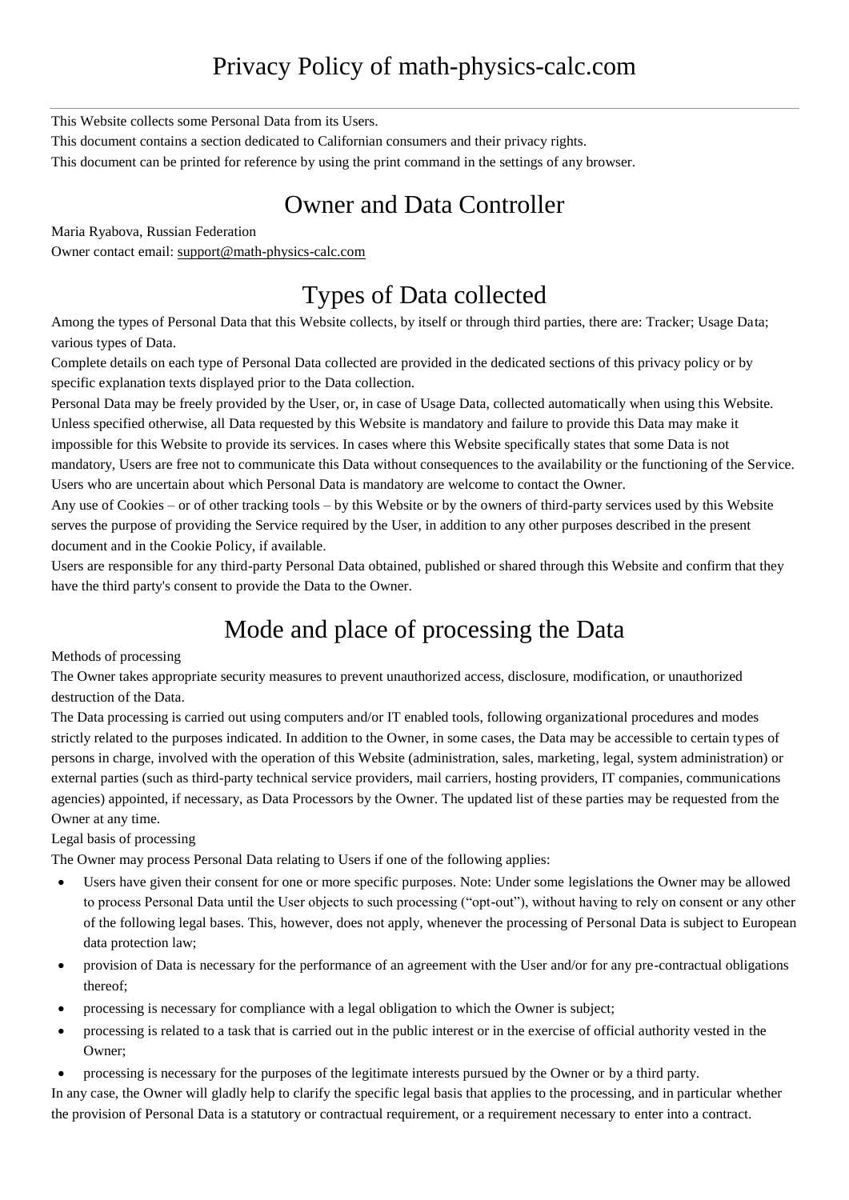# Privacy Policy of math-physics-calc.com

This Website collects some Personal Data from its Users.

This document contains a section dedicated to Californian consumers and their privacy rights.

This document can be printed for reference by using the print command in the settings of any browser.

## Owner and Data Controller

Maria Ryabova, Russian Federation

Owner contact email: support@math-physics-calc.com

## Types of Data collected

Among the types of Personal Data that this Website collects, by itself or through third parties, there are: Tracker; Usage Data; various types of Data.

Complete details on each type of Personal Data collected are provided in the dedicated sections of this privacy policy or by specific explanation texts displayed prior to the Data collection.

Personal Data may be freely provided by the User, or, in case of Usage Data, collected automatically when using this Website.

Unless specified otherwise, all Data requested by this Website is mandatory and failure to provide this Data may make it impossible for this Website to provide its services. In cases where this Website specifically states that some Data is not mandatory, Users are free not to communicate this Data without consequences to the availability or the functioning of the Service.

Users who are uncertain about which Personal Data is mandatory are welcome to contact the Owner.

Any use of Cookies – or of other tracking tools – by this Website or by the owners of third-party services used by this Website serves the purpose of providing the Service required by the User, in addition to any other purposes described in the present document and in the Cookie Policy, if available.

Users are responsible for any third-party Personal Data obtained, published or shared through this Website and confirm that they have the third party's consent to provide the Data to the Owner.

## Mode and place of processing the Data

Methods of processing

The Owner takes appropriate security measures to prevent unauthorized access, disclosure, modification, or unauthorized destruction of the Data.

The Data processing is carried out using computers and/or IT enabled tools, following organizational procedures and modes strictly related to the purposes indicated. In addition to the Owner, in some cases, the Data may be accessible to certain types of persons in charge, involved with the operation of this Website (administration, sales, marketing, legal, system administration) or external parties (such as third-party technical service providers, mail carriers, hosting providers, IT companies, communications agencies) appointed, if necessary, as Data Processors by the Owner. The updated list of these parties may be requested from the Owner at any time.

Legal basis of processing

The Owner may process Personal Data relating to Users if one of the following applies:

- Users have given their consent for one or more specific purposes. Note: Under some legislations the Owner may be allowed to process Personal Data until the User objects to such processing ("opt-out"), without having to rely on consent or any other of the following legal bases. This, however, does not apply, whenever the processing of Personal Data is subject to European data protection law;
- provision of Data is necessary for the performance of an agreement with the User and/or for any pre-contractual obligations thereof;
- processing is necessary for compliance with a legal obligation to which the Owner is subject;
- processing is related to a task that is carried out in the public interest or in the exercise of official authority vested in the Owner;
- processing is necessary for the purposes of the legitimate interests pursued by the Owner or by a third party.

In any case, the Owner will gladly help to clarify the specific legal basis that applies to the processing, and in particular whether the provision of Personal Data is a statutory or contractual requirement, or a requirement necessary to enter into a contract.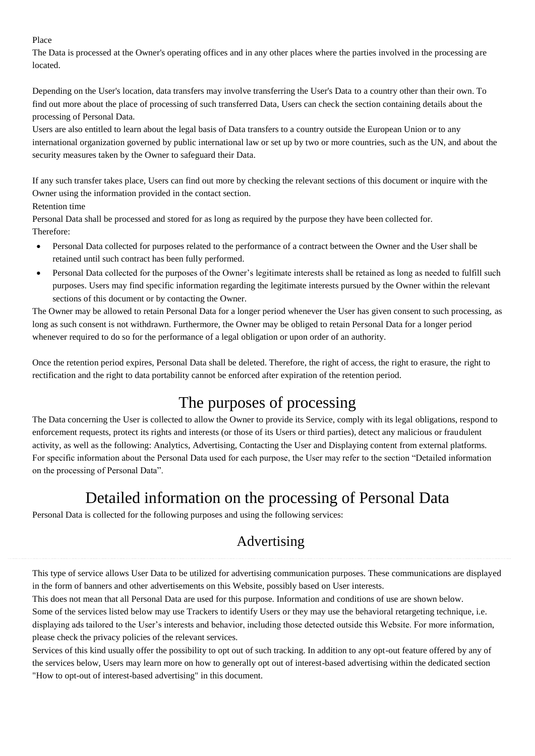Place

The Data is processed at the Owner's operating offices and in any other places where the parties involved in the processing are located.

Depending on the User's location, data transfers may involve transferring the User's Data to a country other than their own. To find out more about the place of processing of such transferred Data, Users can check the section containing details about the processing of Personal Data.

Users are also entitled to learn about the legal basis of Data transfers to a country outside the European Union or to any international organization governed by public international law or set up by two or more countries, such as the UN, and about the security measures taken by the Owner to safeguard their Data.

If any such transfer takes place, Users can find out more by checking the relevant sections of this document or inquire with the Owner using the information provided in the contact section.

Retention time

Personal Data shall be processed and stored for as long as required by the purpose they have been collected for.

Therefore:

- Personal Data collected for purposes related to the performance of a contract between the Owner and the User shall be retained until such contract has been fully performed.
- Personal Data collected for the purposes of the Owner's legitimate interests shall be retained as long as needed to fulfill such purposes. Users may find specific information regarding the legitimate interests pursued by the Owner within the relevant sections of this document or by contacting the Owner.

The Owner may be allowed to retain Personal Data for a longer period whenever the User has given consent to such processing, as long as such consent is not withdrawn. Furthermore, the Owner may be obliged to retain Personal Data for a longer period whenever required to do so for the performance of a legal obligation or upon order of an authority.

Once the retention period expires, Personal Data shall be deleted. Therefore, the right of access, the right to erasure, the right to rectification and the right to data portability cannot be enforced after expiration of the retention period.

# The purposes of processing

The Data concerning the User is collected to allow the Owner to provide its Service, comply with its legal obligations, respond to enforcement requests, protect its rights and interests (or those of its Users or third parties), detect any malicious or fraudulent activity, as well as the following: Analytics, Advertising, Contacting the User and Displaying content from external platforms.

For specific information about the Personal Data used for each purpose, the User may refer to the section "Detailed information on the processing of Personal Data".

# Detailed information on the processing of Personal Data

Personal Data is collected for the following purposes and using the following services:

## Advertising

This type of service allows User Data to be utilized for advertising communication purposes. These communications are displayed in the form of banners and other advertisements on this Website, possibly based on User interests.

This does not mean that all Personal Data are used for this purpose. Information and conditions of use are shown below.

Some of the services listed below may use Trackers to identify Users or they may use the behavioral retargeting technique, i.e. displaying ads tailored to the User's interests and behavior, including those detected outside this Website. For more information, please check the privacy policies of the relevant services.

Services of this kind usually offer the possibility to opt out of such tracking. In addition to any opt-out feature offered by any of the services below, Users may learn more on how to generally opt out of interest-based advertising within the dedicated section "How to opt-out of interest-based advertising" in this document.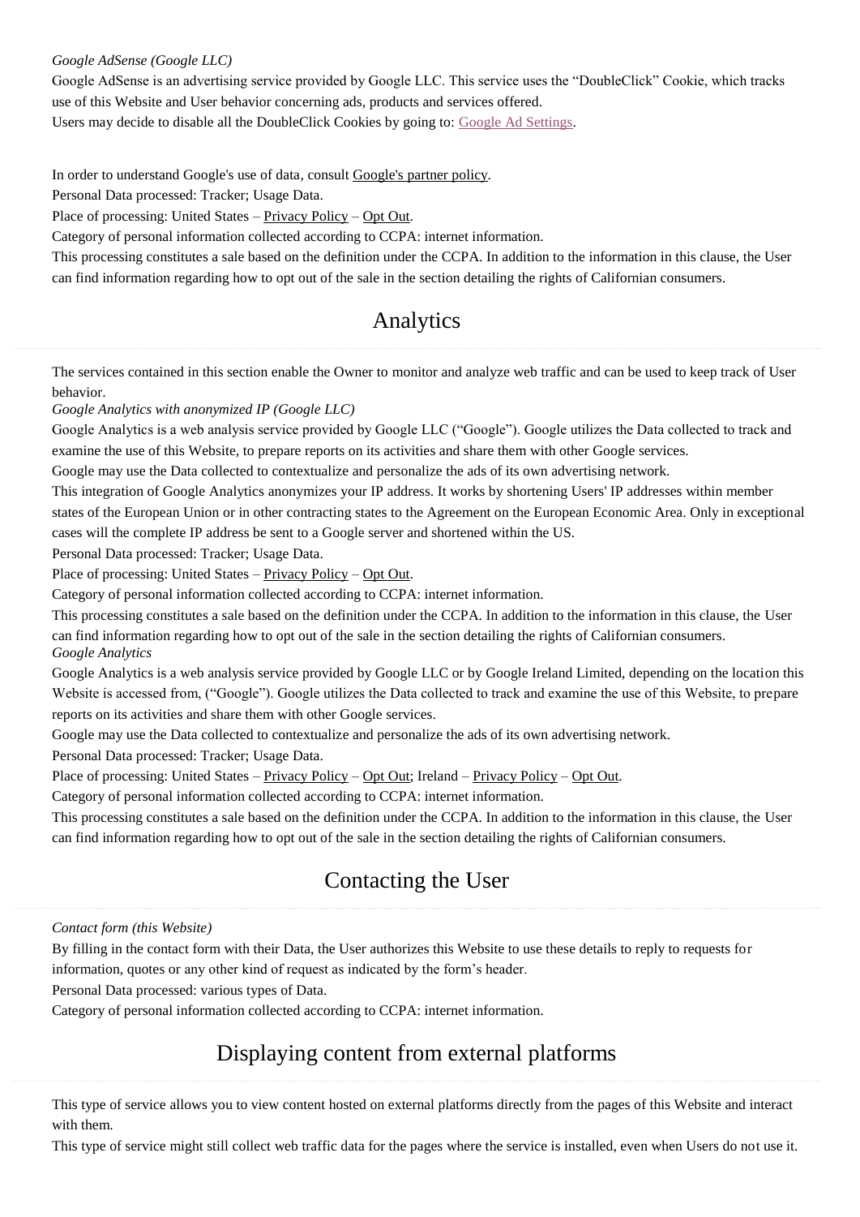*Google AdSense (Google LLC)*

Google AdSense is an advertising service provided by Google LLC. This service uses the "DoubleClick" Cookie, which tracks use of this Website and User behavior concerning ads, products and services offered.

Users may decide to disable all the DoubleClick Cookies by going to: Google Ad Settings.

In order to understand Google's use of data, consult Google's partner policy.

Personal Data processed: Tracker; Usage Data.

Place of processing: United States – Privacy Policy – Opt Out.

Category of personal information collected according to CCPA: internet information.

This processing constitutes a sale based on the definition under the CCPA. In addition to the information in this clause, the User can find information regarding how to opt out of the sale in the section detailing the rights of Californian consumers.

## Analytics

The services contained in this section enable the Owner to monitor and analyze web traffic and can be used to keep track of User behavior.

*Google Analytics with anonymized IP (Google LLC)*

Google Analytics is a web analysis service provided by Google LLC ("Google"). Google utilizes the Data collected to track and examine the use of this Website, to prepare reports on its activities and share them with other Google services.

Google may use the Data collected to contextualize and personalize the ads of its own advertising network.

This integration of Google Analytics anonymizes your IP address. It works by shortening Users' IP addresses within member states of the European Union or in other contracting states to the Agreement on the European Economic Area. Only in exceptional cases will the complete IP address be sent to a Google server and shortened within the US.

Personal Data processed: Tracker; Usage Data.

Place of processing: United States – Privacy Policy – Opt Out.

Category of personal information collected according to CCPA: internet information.

This processing constitutes a sale based on the definition under the CCPA. In addition to the information in this clause, the User can find information regarding how to opt out of the sale in the section detailing the rights of Californian consumers.

*Google Analytics*

Google Analytics is a web analysis service provided by Google LLC or by Google Ireland Limited, depending on the location this Website is accessed from, ("Google"). Google utilizes the Data collected to track and examine the use of this Website, to prepare reports on its activities and share them with other Google services.

Google may use the Data collected to contextualize and personalize the ads of its own advertising network.

Personal Data processed: Tracker; Usage Data.

Place of processing: United States – Privacy Policy – Opt Out; Ireland – Privacy Policy – Opt Out.

Category of personal information collected according to CCPA: internet information.

This processing constitutes a sale based on the definition under the CCPA. In addition to the information in this clause, the User can find information regarding how to opt out of the sale in the section detailing the rights of Californian consumers.

## Contacting the User

*Contact form (this Website)*

By filling in the contact form with their Data, the User authorizes this Website to use these details to reply to requests for information, quotes or any other kind of request as indicated by the form's header.

Personal Data processed: various types of Data.

Category of personal information collected according to CCPA: internet information.

## Displaying content from external platforms

This type of service allows you to view content hosted on external platforms directly from the pages of this Website and interact with them.

This type of service might still collect web traffic data for the pages where the service is installed, even when Users do not use it.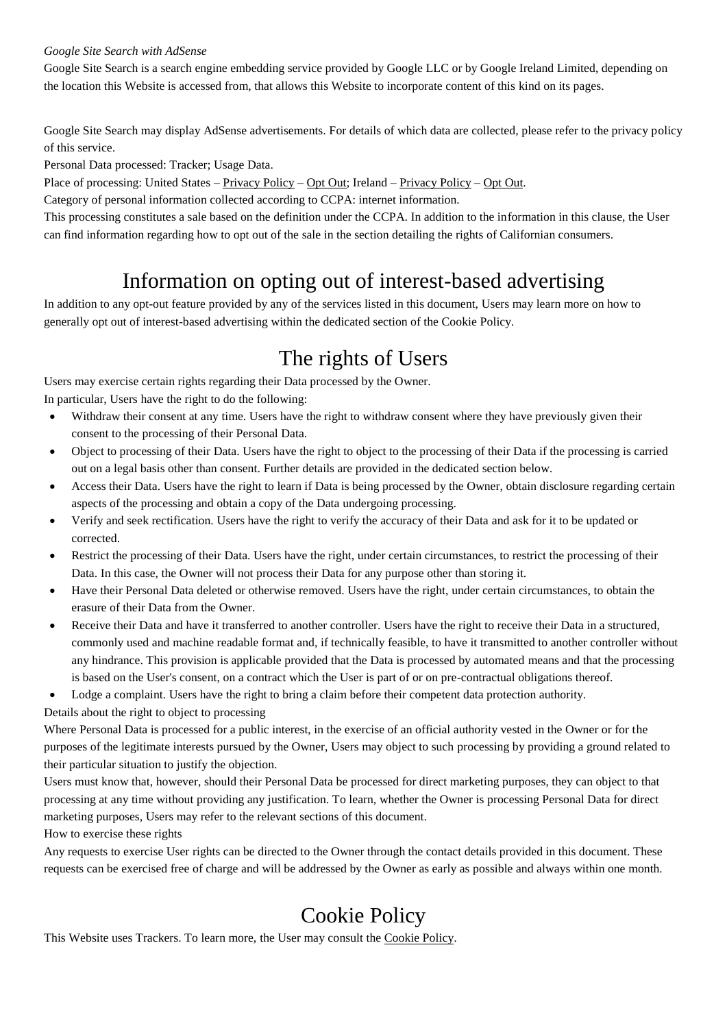*Google Site Search with AdSense*

Google Site Search is a search engine embedding service provided by Google LLC or by Google Ireland Limited, depending on the location this Website is accessed from, that allows this Website to incorporate content of this kind on its pages.

Google Site Search may display AdSense advertisements. For details of which data are collected, please refer to the privacy policy of this service.

Personal Data processed: Tracker; Usage Data.

Place of processing: United States – Privacy Policy – Opt Out; Ireland – Privacy Policy – Opt Out.

Category of personal information collected according to CCPA: internet information.

This processing constitutes a sale based on the definition under the CCPA. In addition to the information in this clause, the User can find information regarding how to opt out of the sale in the section detailing the rights of Californian consumers.

# Information on opting out of interest-based advertising

In addition to any opt-out feature provided by any of the services listed in this document, Users may learn more on how to generally opt out of interest-based advertising within the dedicated section of the Cookie Policy.

# The rights of Users

Users may exercise certain rights regarding their Data processed by the Owner.

In particular, Users have the right to do the following:

- Withdraw their consent at any time. Users have the right to withdraw consent where they have previously given their consent to the processing of their Personal Data.
- Object to processing of their Data. Users have the right to object to the processing of their Data if the processing is carried out on a legal basis other than consent. Further details are provided in the dedicated section below.
- Access their Data. Users have the right to learn if Data is being processed by the Owner, obtain disclosure regarding certain aspects of the processing and obtain a copy of the Data undergoing processing.
- Verify and seek rectification. Users have the right to verify the accuracy of their Data and ask for it to be updated or corrected.
- Restrict the processing of their Data. Users have the right, under certain circumstances, to restrict the processing of their Data. In this case, the Owner will not process their Data for any purpose other than storing it.
- Have their Personal Data deleted or otherwise removed. Users have the right, under certain circumstances, to obtain the erasure of their Data from the Owner.
- Receive their Data and have it transferred to another controller. Users have the right to receive their Data in a structured, commonly used and machine readable format and, if technically feasible, to have it transmitted to another controller without any hindrance. This provision is applicable provided that the Data is processed by automated means and that the processing is based on the User's consent, on a contract which the User is part of or on pre-contractual obligations thereof.
- Lodge a complaint. Users have the right to bring a claim before their competent data protection authority.

Details about the right to object to processing

Where Personal Data is processed for a public interest, in the exercise of an official authority vested in the Owner or for the purposes of the legitimate interests pursued by the Owner, Users may object to such processing by providing a ground related to their particular situation to justify the objection.

Users must know that, however, should their Personal Data be processed for direct marketing purposes, they can object to that processing at any time without providing any justification. To learn, whether the Owner is processing Personal Data for direct marketing purposes, Users may refer to the relevant sections of this document.

How to exercise these rights

Any requests to exercise User rights can be directed to the Owner through the contact details provided in this document. These requests can be exercised free of charge and will be addressed by the Owner as early as possible and always within one month.

# Cookie Policy

This Website uses Trackers. To learn more, the User may consult the Cookie Policy.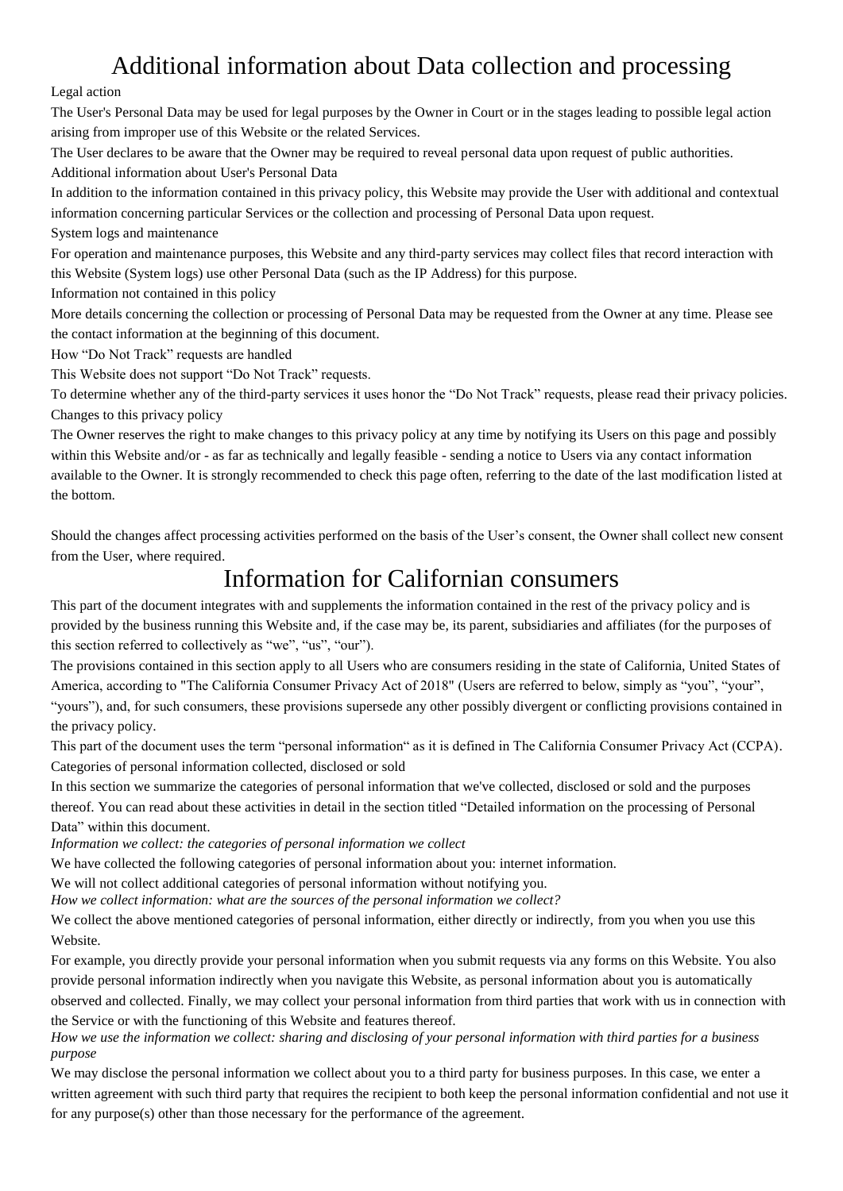# Additional information about Data collection and processing

### Legal action

The User's Personal Data may be used for legal purposes by the Owner in Court or in the stages leading to possible legal action arising from improper use of this Website or the related Services.

The User declares to be aware that the Owner may be required to reveal personal data upon request of public authorities.

### Additional information about User's Personal Data

In addition to the information contained in this privacy policy, this Website may provide the User with additional and contextual information concerning particular Services or the collection and processing of Personal Data upon request.

### System logs and maintenance

For operation and maintenance purposes, this Website and any third-party services may collect files that record interaction with this Website (System logs) use other Personal Data (such as the IP Address) for this purpose.

### Information not contained in this policy

More details concerning the collection or processing of Personal Data may be requested from the Owner at any time. Please see the contact information at the beginning of this document.

### How "Do Not Track" requests are handled

This Website does not support "Do Not Track" requests.

To determine whether any of the third-party services it uses honor the "Do Not Track" requests, please read their privacy policies.

### Changes to this privacy policy

The Owner reserves the right to make changes to this privacy policy at any time by notifying its Users on this page and possibly within this Website and/or - as far as technically and legally feasible - sending a notice to Users via any contact information available to the Owner. It is strongly recommended to check this page often, referring to the date of the last modification listed at the bottom.

Should the changes affect processing activities performed on the basis of the User's consent, the Owner shall collect new consent from the User, where required.

# Information for Californian consumers

This part of the document integrates with and supplements the information contained in the rest of the privacy policy and is provided by the business running this Website and, if the case may be, its parent, subsidiaries and affiliates (for the purposes of this section referred to collectively as "we", "us", "our").

The provisions contained in this section apply to all Users who are consumers residing in the state of California, United States of America, according to "The California Consumer Privacy Act of 2018" (Users are referred to below, simply as "you", "your", "yours"), and, for such consumers, these provisions supersede any other possibly divergent or conflicting provisions contained in the privacy policy.

This part of the document uses the term "personal information" as it is defined in The California Consumer Privacy Act (CCPA).

### Categories of personal information collected, disclosed or sold

In this section we summarize the categories of personal information that we've collected, disclosed or sold and the purposes thereof. You can read about these activities in detail in the section titled "Detailed information on the processing of Personal Data" within this document.

*Information we collect: the categories of personal information we collect*

We have collected the following categories of personal information about you: internet information.

We will not collect additional categories of personal information without notifying you.

*How we collect information: what are the sources of the personal information we collect?*

We collect the above mentioned categories of personal information, either directly or indirectly, from you when you use this Website.

For example, you directly provide your personal information when you submit requests via any forms on this Website. You also provide personal information indirectly when you navigate this Website, as personal information about you is automatically observed and collected. Finally, we may collect your personal information from third parties that work with us in connection with the Service or with the functioning of this Website and features thereof.

*How we use the information we collect: sharing and disclosing of your personal information with third parties for a business purpose*

We may disclose the personal information we collect about you to a third party for business purposes. In this case, we enter a written agreement with such third party that requires the recipient to both keep the personal information confidential and not use it for any purpose(s) other than those necessary for the performance of the agreement.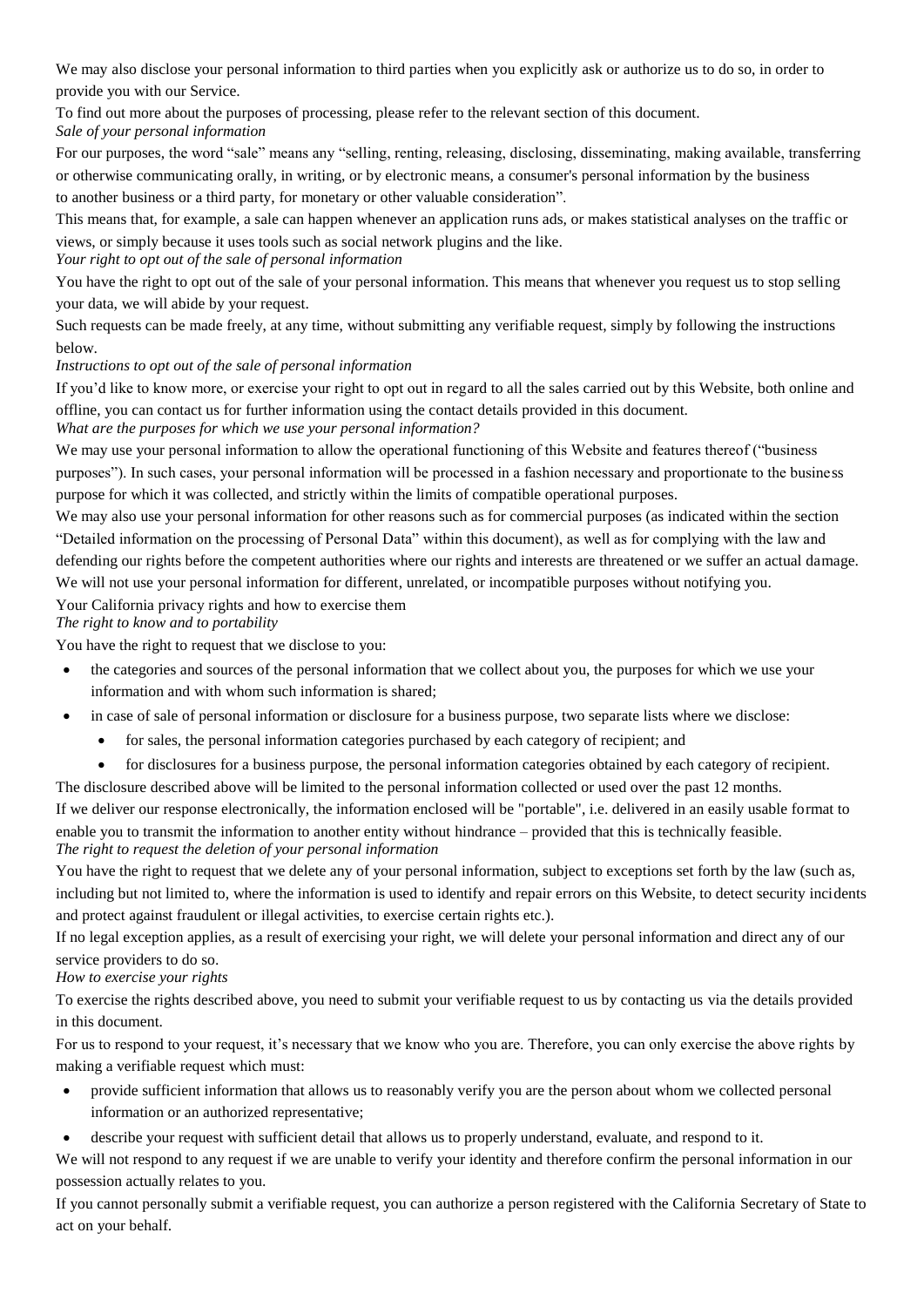We may also disclose your personal information to third parties when you explicitly ask or authorize us to do so, in order to provide you with our Service.

To find out more about the purposes of processing, please refer to the relevant section of this document.

*Sale of your personal information*

For our purposes, the word "sale" means any "selling, renting, releasing, disclosing, disseminating, making available, transferring or otherwise communicating orally, in writing, or by electronic means, a consumer's personal information by the business to another business or a third party, for monetary or other valuable consideration".

This means that, for example, a sale can happen whenever an application runs ads, or makes statistical analyses on the traffic or views, or simply because it uses tools such as social network plugins and the like.

*Your right to opt out of the sale of personal information*

You have the right to opt out of the sale of your personal information. This means that whenever you request us to stop selling your data, we will abide by your request.

Such requests can be made freely, at any time, without submitting any verifiable request, simply by following the instructions below.

*Instructions to opt out of the sale of personal information*

If you'd like to know more, or exercise your right to opt out in regard to all the sales carried out by this Website, both online and offline, you can contact us for further information using the contact details provided in this document.

*What are the purposes for which we use your personal information?*

We may use your personal information to allow the operational functioning of this Website and features thereof ("business purposes"). In such cases, your personal information will be processed in a fashion necessary and proportionate to the business purpose for which it was collected, and strictly within the limits of compatible operational purposes.

We may also use your personal information for other reasons such as for commercial purposes (as indicated within the section "Detailed information on the processing of Personal Data" within this document), as well as for complying with the law and defending our rights before the competent authorities where our rights and interests are threatened or we suffer an actual damage.

We will not use your personal information for different, unrelated, or incompatible purposes without notifying you.

Your California privacy rights and how to exercise them

*The right to know and to portability*

You have the right to request that we disclose to you:

- the categories and sources of the personal information that we collect about you, the purposes for which we use your information and with whom such information is shared;
- in case of sale of personal information or disclosure for a business purpose, two separate lists where we disclose:
  - for sales, the personal information categories purchased by each category of recipient; and
  - for disclosures for a business purpose, the personal information categories obtained by each category of recipient.

The disclosure described above will be limited to the personal information collected or used over the past 12 months.

If we deliver our response electronically, the information enclosed will be "portable", i.e. delivered in an easily usable format to enable you to transmit the information to another entity without hindrance – provided that this is technically feasible.

*The right to request the deletion of your personal information*

You have the right to request that we delete any of your personal information, subject to exceptions set forth by the law (such as, including but not limited to, where the information is used to identify and repair errors on this Website, to detect security incidents and protect against fraudulent or illegal activities, to exercise certain rights etc.).

If no legal exception applies, as a result of exercising your right, we will delete your personal information and direct any of our service providers to do so.

*How to exercise your rights*

To exercise the rights described above, you need to submit your verifiable request to us by contacting us via the details provided in this document.

For us to respond to your request, it's necessary that we know who you are. Therefore, you can only exercise the above rights by making a verifiable request which must:

- provide sufficient information that allows us to reasonably verify you are the person about whom we collected personal information or an authorized representative;
- describe your request with sufficient detail that allows us to properly understand, evaluate, and respond to it.

We will not respond to any request if we are unable to verify your identity and therefore confirm the personal information in our possession actually relates to you.

If you cannot personally submit a verifiable request, you can authorize a person registered with the California Secretary of State to act on your behalf.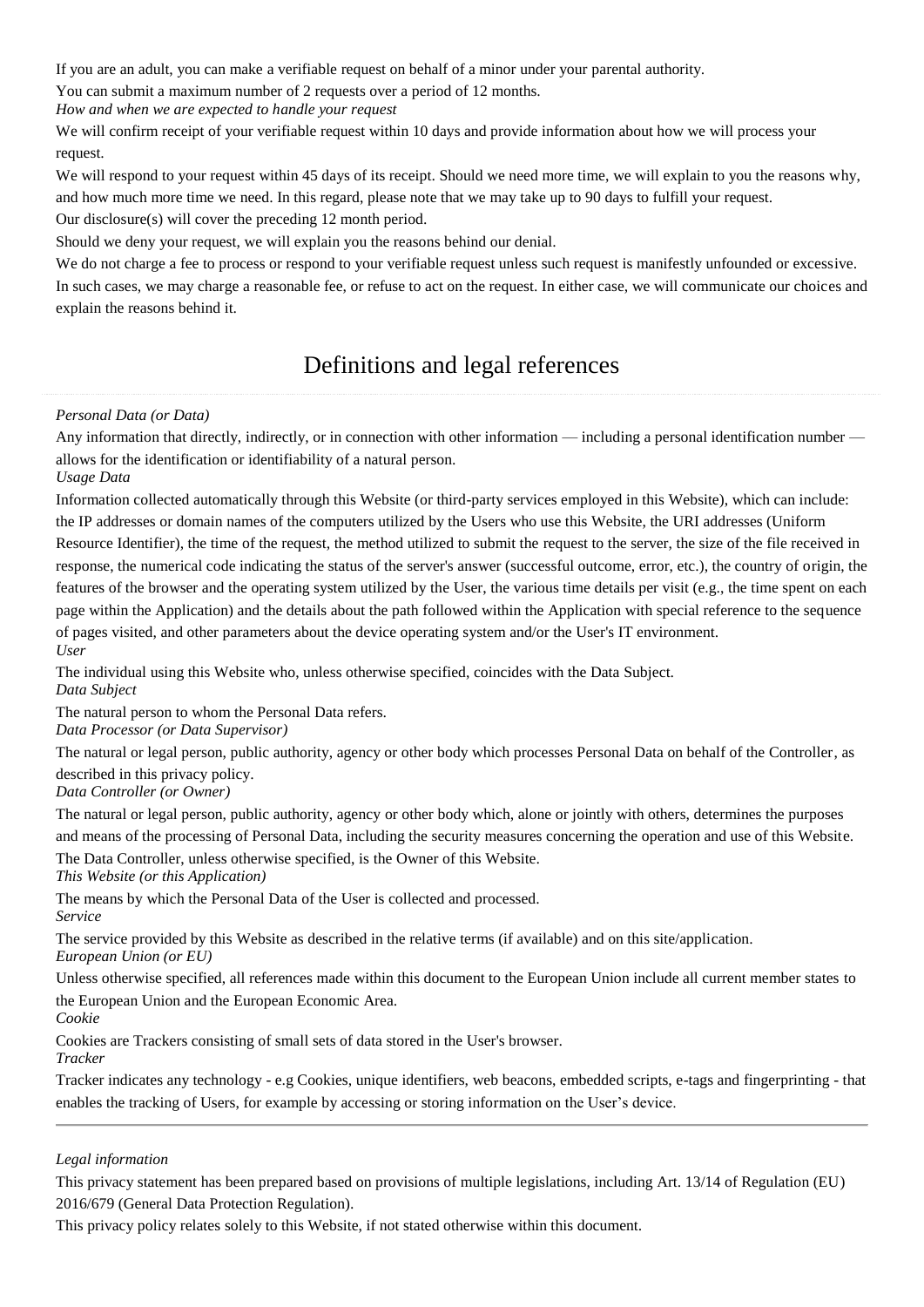If you are an adult, you can make a verifiable request on behalf of a minor under your parental authority.

You can submit a maximum number of 2 requests over a period of 12 months.

*How and when we are expected to handle your request*

We will confirm receipt of your verifiable request within 10 days and provide information about how we will process your request.

We will respond to your request within 45 days of its receipt. Should we need more time, we will explain to you the reasons why, and how much more time we need. In this regard, please note that we may take up to 90 days to fulfill your request.

Our disclosure(s) will cover the preceding 12 month period.

Should we deny your request, we will explain you the reasons behind our denial.

We do not charge a fee to process or respond to your verifiable request unless such request is manifestly unfounded or excessive. In such cases, we may charge a reasonable fee, or refuse to act on the request. In either case, we will communicate our choices and explain the reasons behind it.

## Definitions and legal references

*Personal Data (or Data)*

Any information that directly, indirectly, or in connection with other information — including a personal identification number — allows for the identification or identifiability of a natural person.

*Usage Data*

Information collected automatically through this Website (or third-party services employed in this Website), which can include: the IP addresses or domain names of the computers utilized by the Users who use this Website, the URI addresses (Uniform Resource Identifier), the time of the request, the method utilized to submit the request to the server, the size of the file received in response, the numerical code indicating the status of the server's answer (successful outcome, error, etc.), the country of origin, the features of the browser and the operating system utilized by the User, the various time details per visit (e.g., the time spent on each page within the Application) and the details about the path followed within the Application with special reference to the sequence of pages visited, and other parameters about the device operating system and/or the User's IT environment.

*User*

The individual using this Website who, unless otherwise specified, coincides with the Data Subject.

*Data Subject*

The natural person to whom the Personal Data refers.

*Data Processor (or Data Supervisor)*

The natural or legal person, public authority, agency or other body which processes Personal Data on behalf of the Controller, as described in this privacy policy.

*Data Controller (or Owner)*

The natural or legal person, public authority, agency or other body which, alone or jointly with others, determines the purposes and means of the processing of Personal Data, including the security measures concerning the operation and use of this Website. The Data Controller, unless otherwise specified, is the Owner of this Website.

*This Website (or this Application)*

The means by which the Personal Data of the User is collected and processed.

*Service*

The service provided by this Website as described in the relative terms (if available) and on this site/application.

*European Union (or EU)*

Unless otherwise specified, all references made within this document to the European Union include all current member states to the European Union and the European Economic Area.

*Cookie*

Cookies are Trackers consisting of small sets of data stored in the User's browser.

*Tracker*

Tracker indicates any technology - e.g Cookies, unique identifiers, web beacons, embedded scripts, e-tags and fingerprinting - that enables the tracking of Users, for example by accessing or storing information on the User's device.

---

*Legal information*

This privacy statement has been prepared based on provisions of multiple legislations, including Art. 13/14 of Regulation (EU) 2016/679 (General Data Protection Regulation).

This privacy policy relates solely to this Website, if not stated otherwise within this document.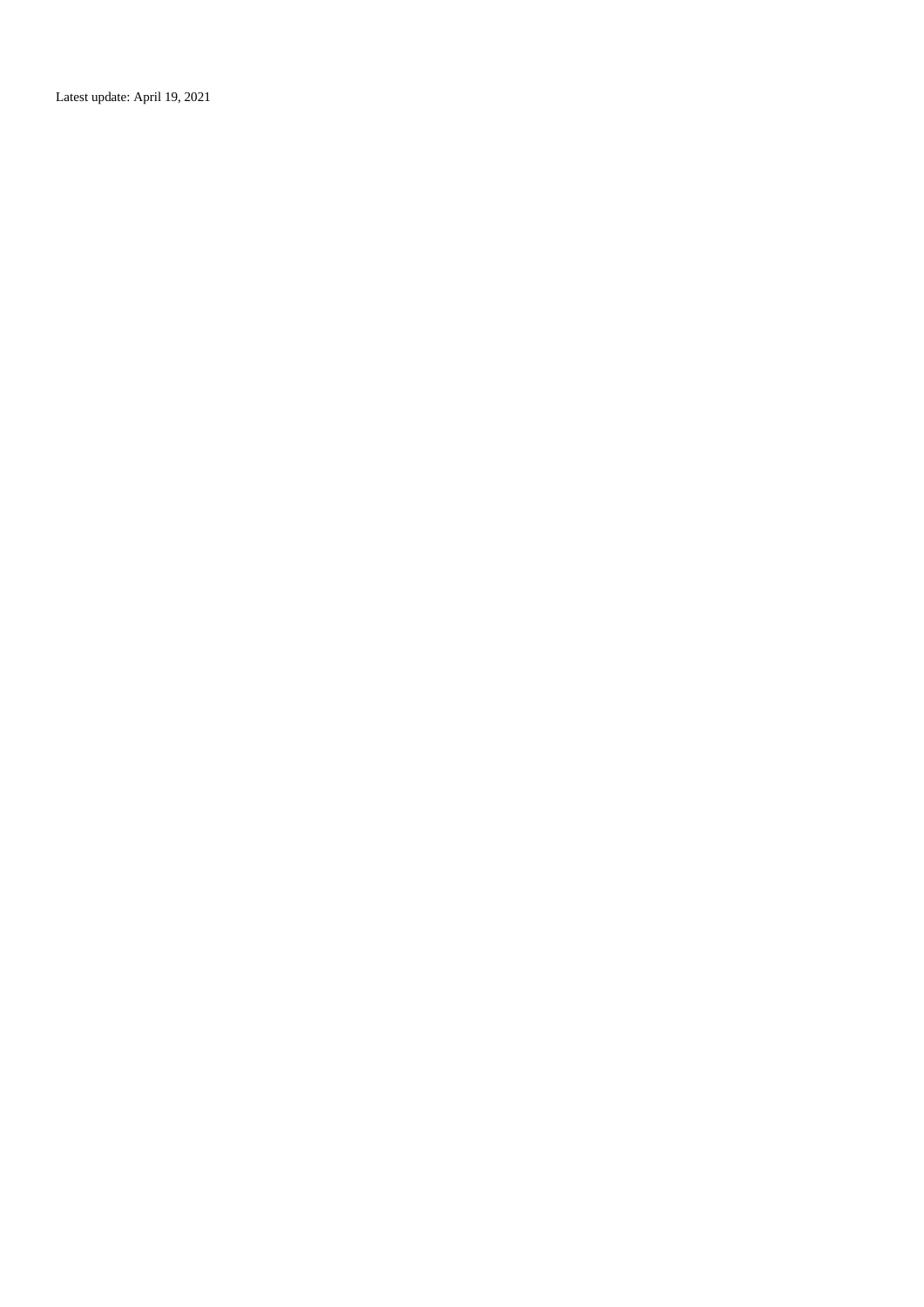Latest update: April 19, 2021